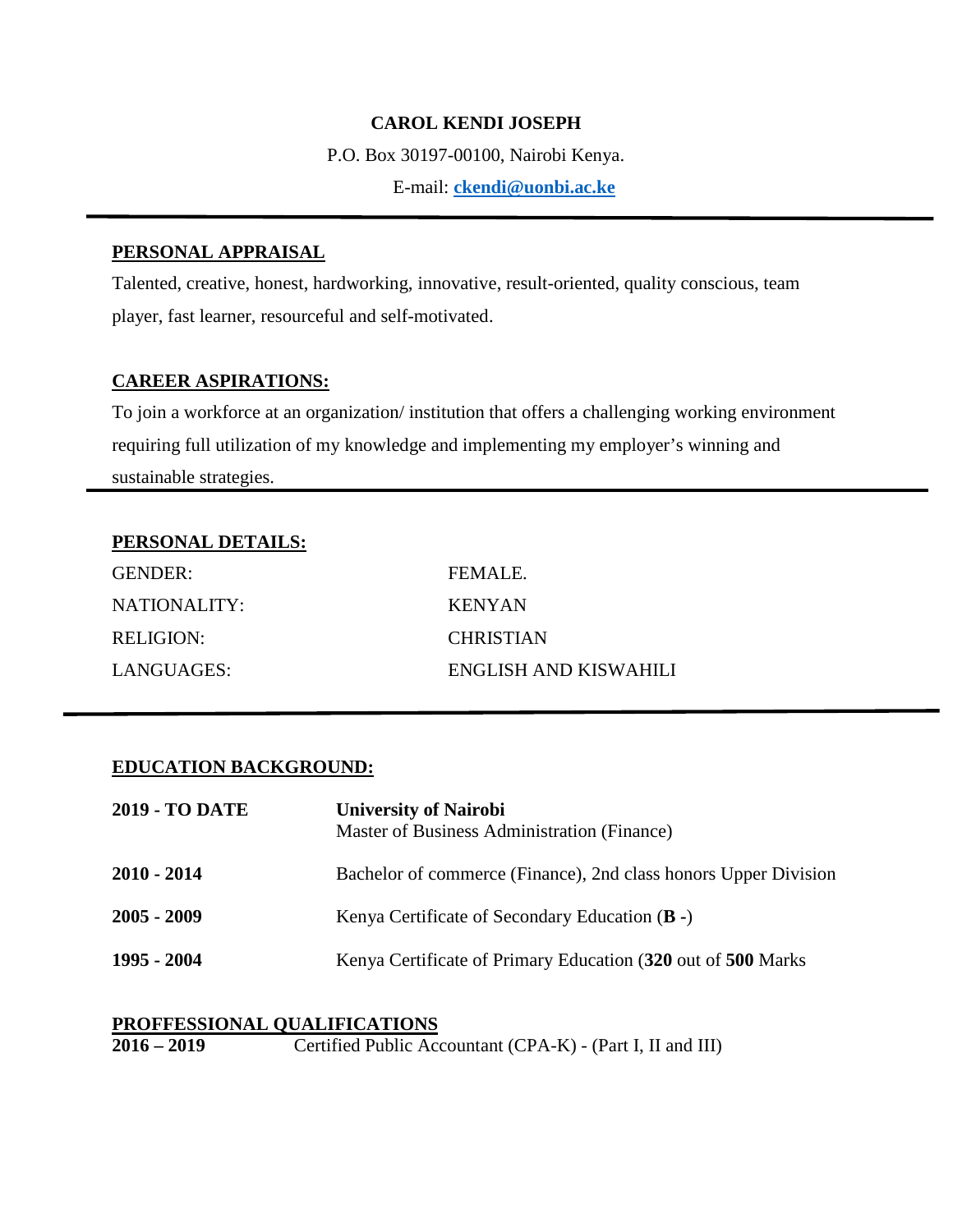# CAROL KENDI JOSEPH

P.O. Box 30197-00100, Nairobi Kenya.

E-mail: **ckendi@uonbi.ac.ke**

---

## PERSONAL APPRAISAL

Talented, creative, honest, hardworking, innovative, result-oriented, quality conscious, team player, fast learner, resourceful and self-motivated.

## CAREER ASPIRATIONS:

To join a workforce at an organization/ institution that offers a challenging working environment requiring full utilization of my knowledge and implementing my employer's winning and sustainable strategies.

---

## PERSONAL DETAILS:

| | |
|---|---|
| GENDER: | FEMALE. |
| NATIONALITY: | KENYAN |
| RELIGION: | CHRISTIAN |
| LANGUAGES: | ENGLISH AND KISWAHILI |

---

## EDUCATION BACKGROUND:

| | |
|---|---|
| **2019 - TO DATE** | **University of Nairobi**<br>Master of Business Administration (Finance) |
| **2010 - 2014** | Bachelor of commerce (Finance), 2nd class honors Upper Division |
| **2005 - 2009** | Kenya Certificate of Secondary Education (**B -**) |
| **1995 - 2004** | Kenya Certificate of Primary Education (**320** out of **500** Marks |

## PROFFESSIONAL QUALIFICATIONS

| | |
|---|---|
| **2016 – 2019** | Certified Public Accountant (CPA-K) - (Part I, II and III) |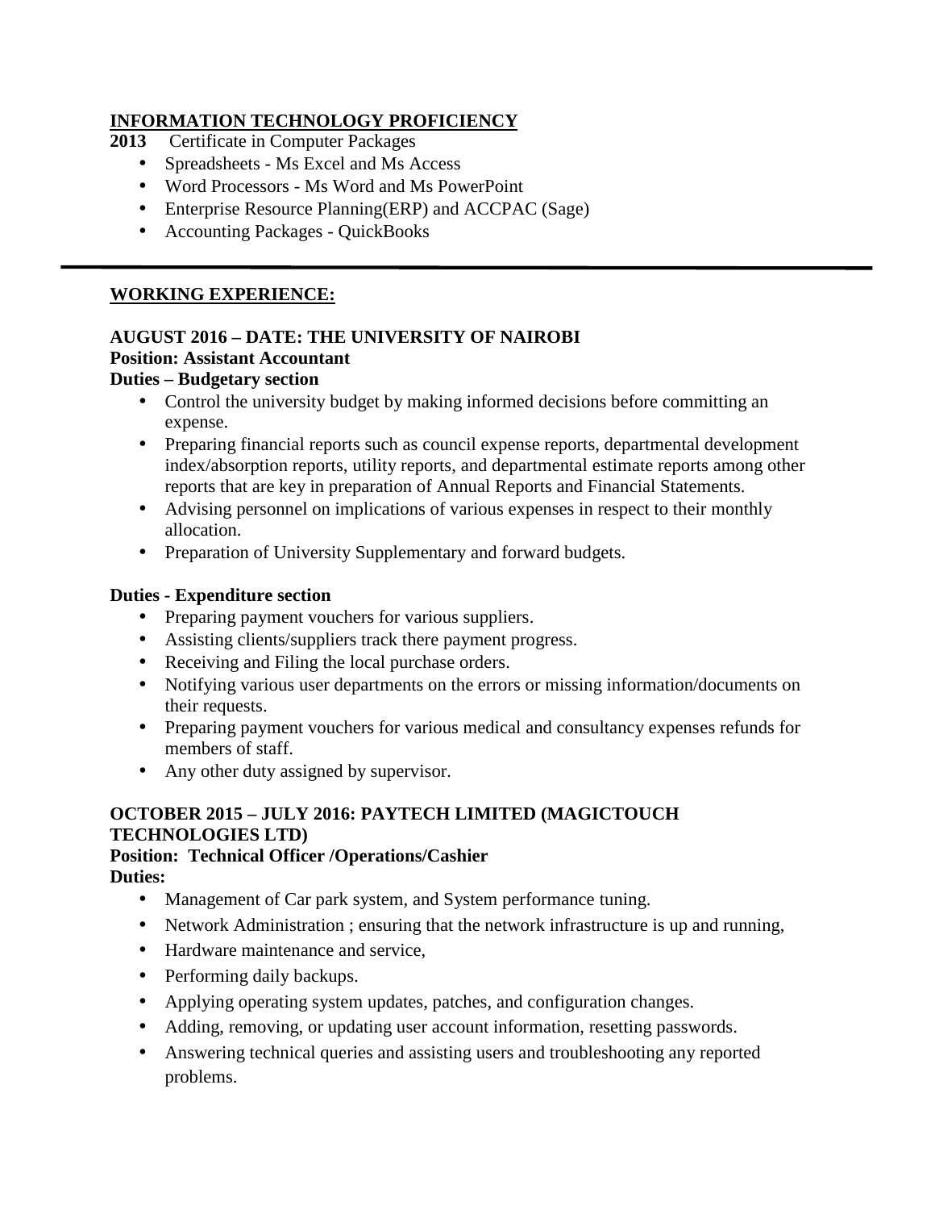## INFORMATION TECHNOLOGY PROFICIENCY

**2013** Certificate in Computer Packages

- Spreadsheets - Ms Excel and Ms Access
- Word Processors - Ms Word and Ms PowerPoint
- Enterprise Resource Planning(ERP) and ACCPAC (Sage)
- Accounting Packages - QuickBooks

---

## WORKING EXPERIENCE:

**AUGUST 2016 – DATE: THE UNIVERSITY OF NAIROBI**
**Position: Assistant Accountant**
**Duties – Budgetary section**

- Control the university budget by making informed decisions before committing an expense.
- Preparing financial reports such as council expense reports, departmental development index/absorption reports, utility reports, and departmental estimate reports among other reports that are key in preparation of Annual Reports and Financial Statements.
- Advising personnel on implications of various expenses in respect to their monthly allocation.
- Preparation of University Supplementary and forward budgets.

**Duties - Expenditure section**

- Preparing payment vouchers for various suppliers.
- Assisting clients/suppliers track there payment progress.
- Receiving and Filing the local purchase orders.
- Notifying various user departments on the errors or missing information/documents on their requests.
- Preparing payment vouchers for various medical and consultancy expenses refunds for members of staff.
- Any other duty assigned by supervisor.

**OCTOBER 2015 – JULY 2016: PAYTECH LIMITED (MAGICTOUCH TECHNOLOGIES LTD)**
**Position: Technical Officer /Operations/Cashier**
**Duties:**

- Management of Car park system, and System performance tuning.
- Network Administration ; ensuring that the network infrastructure is up and running,
- Hardware maintenance and service,
- Performing daily backups.
- Applying operating system updates, patches, and configuration changes.
- Adding, removing, or updating user account information, resetting passwords.
- Answering technical queries and assisting users and troubleshooting any reported problems.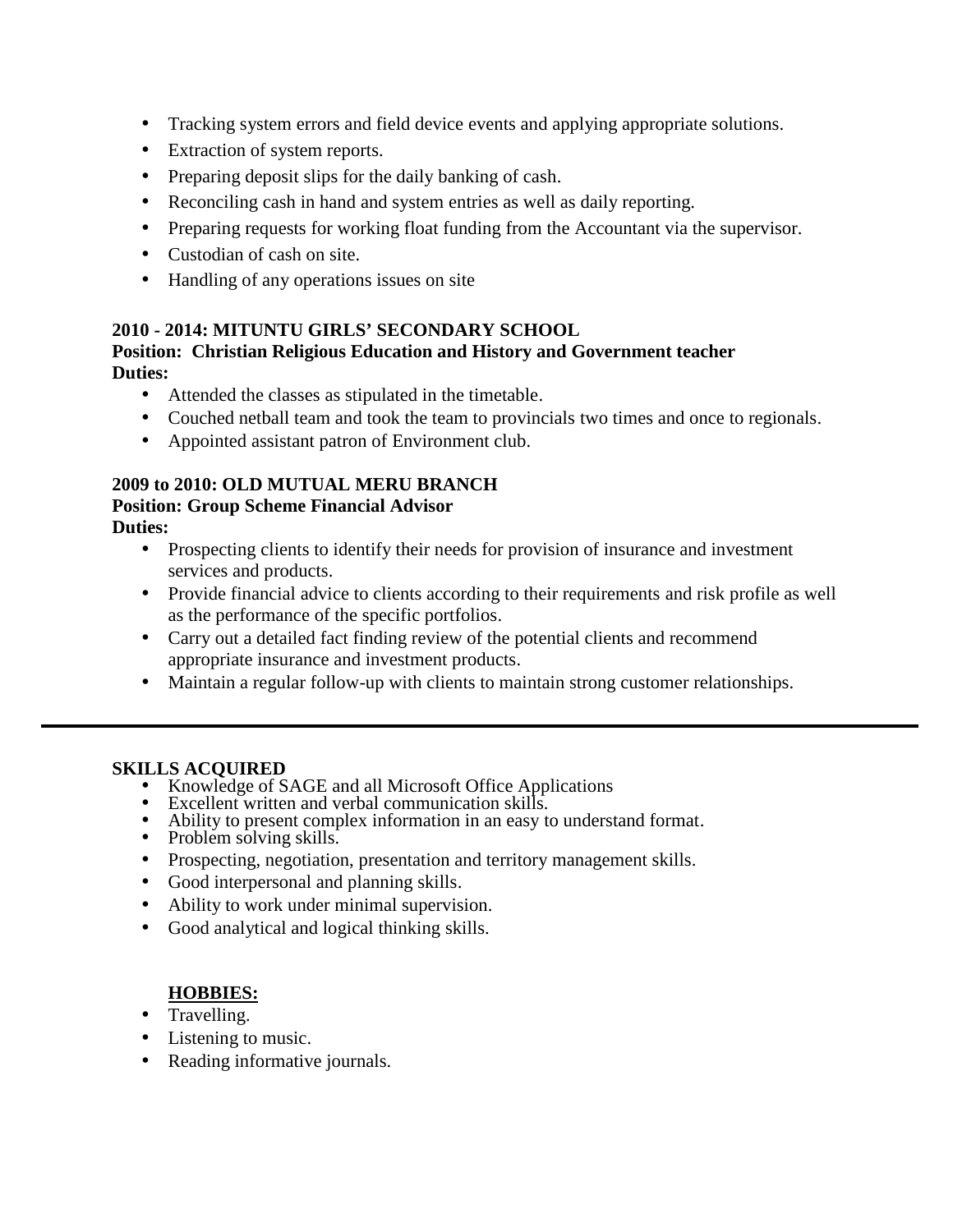- Tracking system errors and field device events and applying appropriate solutions.
- Extraction of system reports.
- Preparing deposit slips for the daily banking of cash.
- Reconciling cash in hand and system entries as well as daily reporting.
- Preparing requests for working float funding from the Accountant via the supervisor.
- Custodian of cash on site.
- Handling of any operations issues on site

**2010 - 2014: MITUNTU GIRLS' SECONDARY SCHOOL**
**Position: Christian Religious Education and History and Government teacher**
**Duties:**

- Attended the classes as stipulated in the timetable.
- Couched netball team and took the team to provincials two times and once to regionals.
- Appointed assistant patron of Environment club.

**2009 to 2010: OLD MUTUAL MERU BRANCH**
**Position: Group Scheme Financial Advisor**
**Duties:**

- Prospecting clients to identify their needs for provision of insurance and investment services and products.
- Provide financial advice to clients according to their requirements and risk profile as well as the performance of the specific portfolios.
- Carry out a detailed fact finding review of the potential clients and recommend appropriate insurance and investment products.
- Maintain a regular follow-up with clients to maintain strong customer relationships.

---

**SKILLS ACQUIRED**

- Knowledge of SAGE and all Microsoft Office Applications
- Excellent written and verbal communication skills.
- Ability to present complex information in an easy to understand format.
- Problem solving skills.
- Prospecting, negotiation, presentation and territory management skills.
- Good interpersonal and planning skills.
- Ability to work under minimal supervision.
- Good analytical and logical thinking skills.

**HOBBIES:**

- Travelling.
- Listening to music.
- Reading informative journals.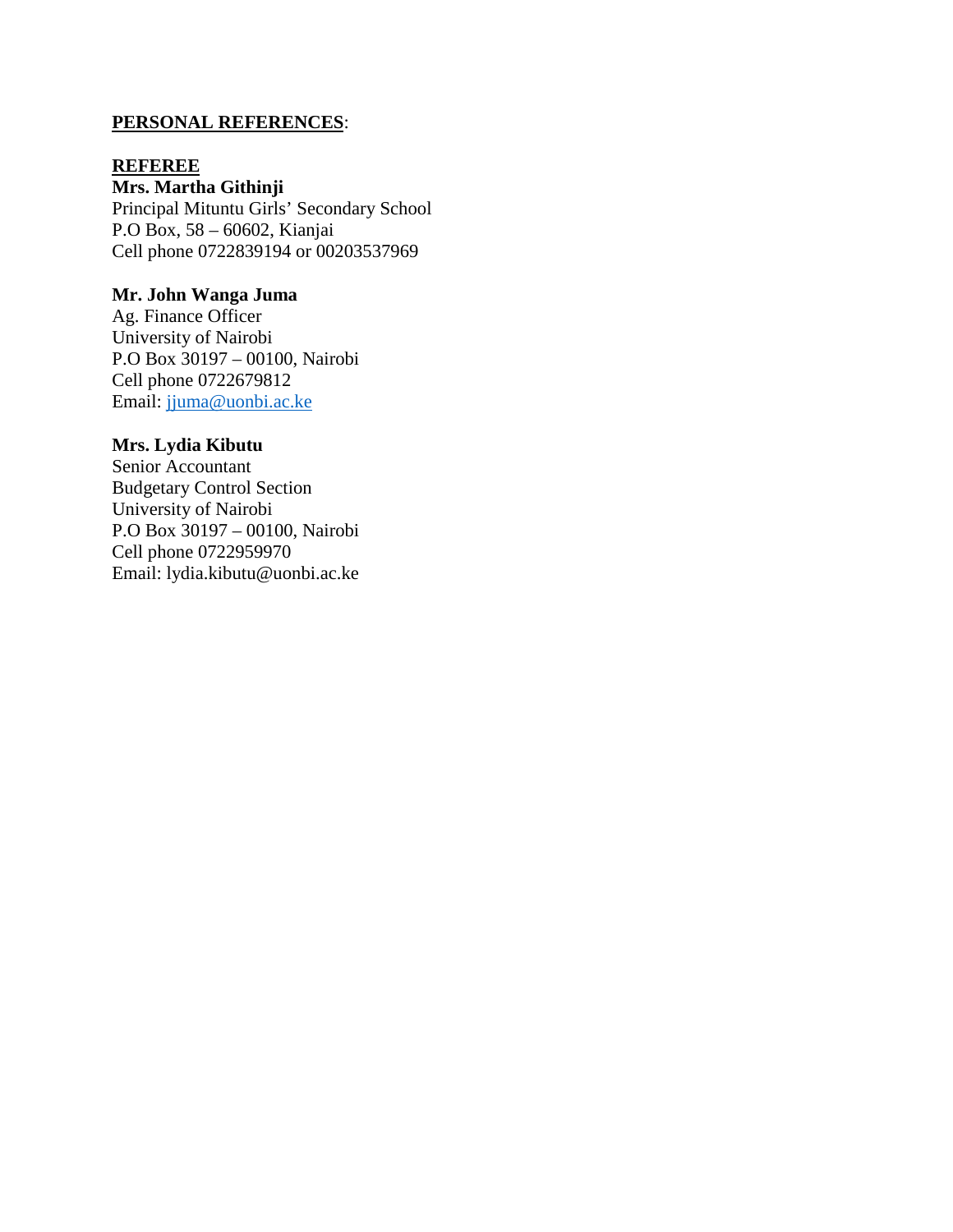**<u>PERSONAL REFERENCES</u>**:

**<u>REFEREE</u>**

**Mrs. Martha Githinji**
Principal Mituntu Girls' Secondary School
P.O Box, 58 – 60602, Kianjai
Cell phone 0722839194 or 00203537969

**Mr. John Wanga Juma**
Ag. Finance Officer
University of Nairobi
P.O Box 30197 – 00100, Nairobi
Cell phone 0722679812
Email: jjuma@uonbi.ac.ke

**Mrs. Lydia Kibutu**
Senior Accountant
Budgetary Control Section
University of Nairobi
P.O Box 30197 – 00100, Nairobi
Cell phone 0722959970
Email: lydia.kibutu@uonbi.ac.ke